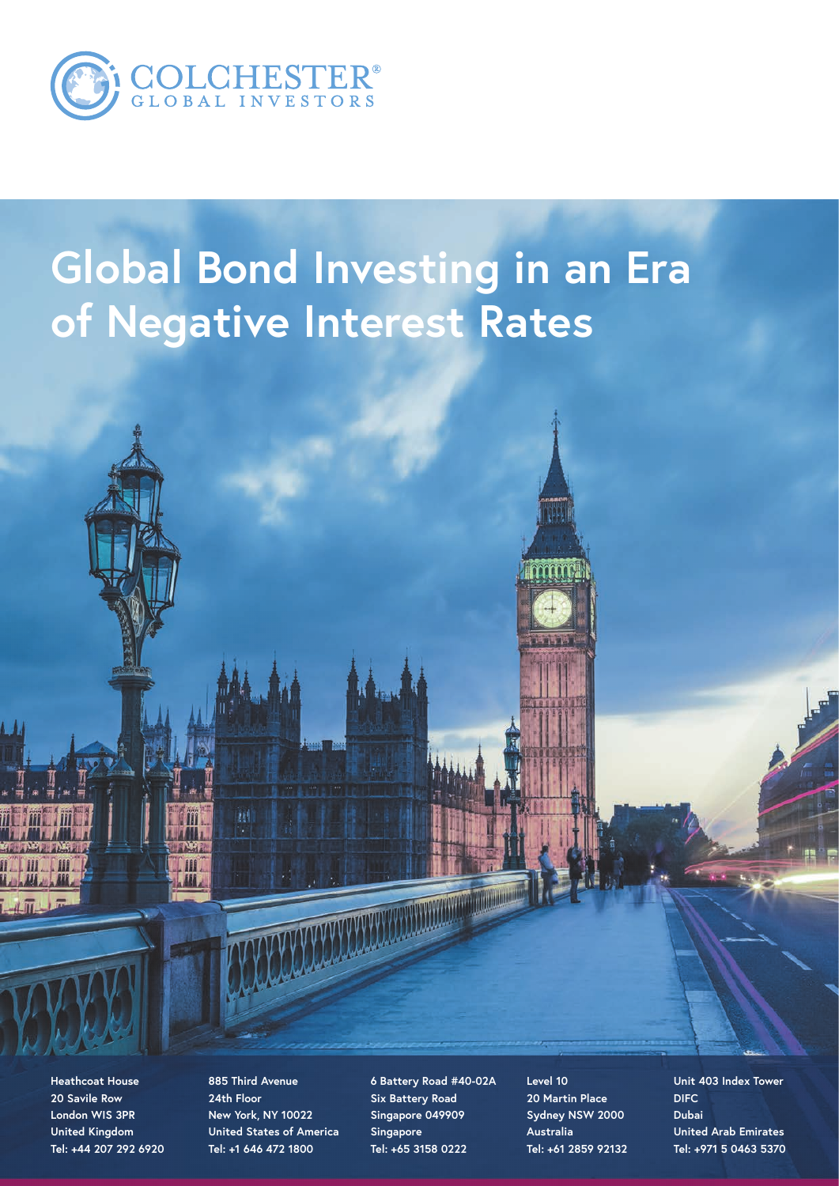COLCHESTER®
GLOBAL INVESTORS

# Global Bond Investing in an Era of Negative Interest Rates

**Heathcoat House**
**20 Savile Row**
**London WIS 3PR**
**United Kingdom**
**Tel: +44 207 292 6920**

**885 Third Avenue**
**24th Floor**
**New York, NY 10022**
**United States of America**
**Tel: +1 646 472 1800**

**6 Battery Road #40-02A**
**Six Battery Road**
**Singapore 049909**
**Singapore**
**Tel: +65 3158 0222**

**Level 10**
**20 Martin Place**
**Sydney NSW 2000**
**Australia**
**Tel: +61 2859 92132**

**Unit 403 Index Tower**
**DIFC**
**Dubai**
**United Arab Emirates**
**Tel: +971 5 0463 5370**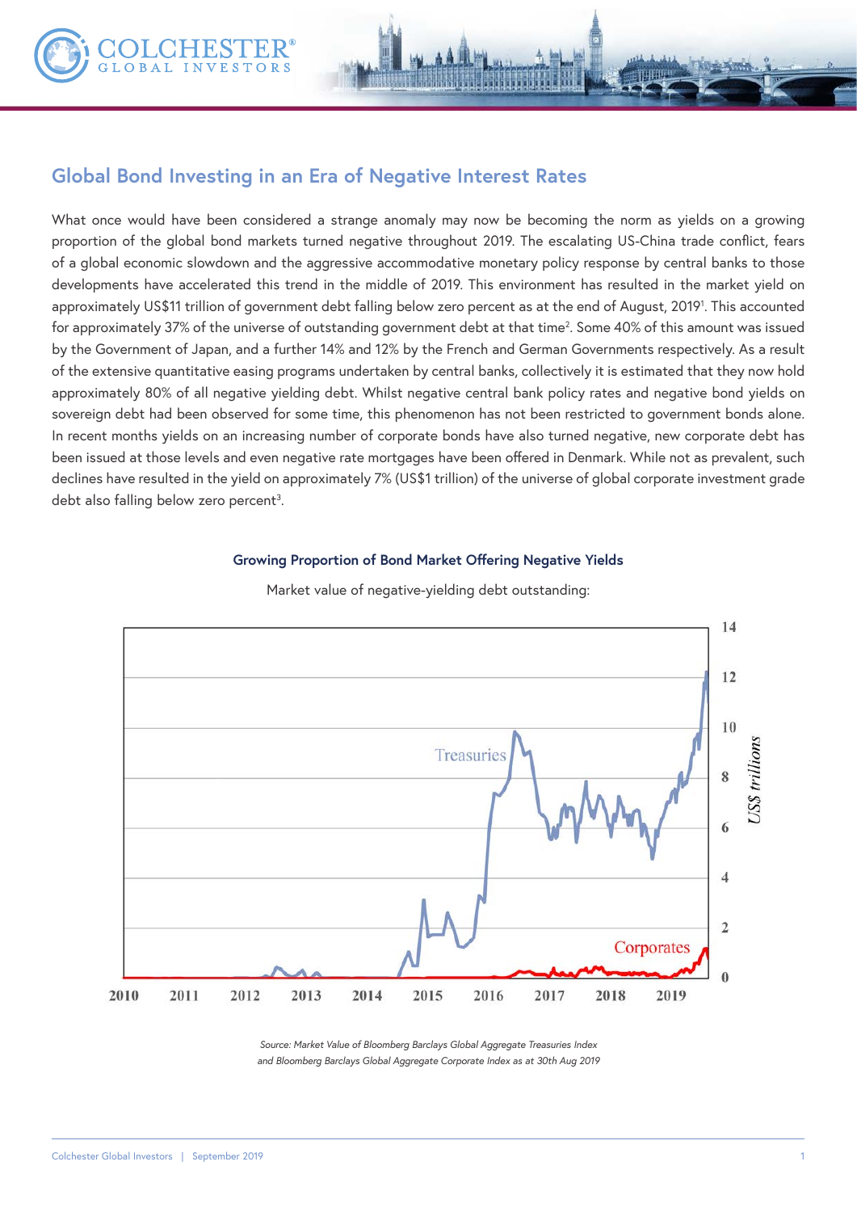## Global Bond Investing in an Era of Negative Interest Rates

What once would have been considered a strange anomaly may now be becoming the norm as yields on a growing proportion of the global bond markets turned negative throughout 2019. The escalating US-China trade conflict, fears of a global economic slowdown and the aggressive accommodative monetary policy response by central banks to those developments have accelerated this trend in the middle of 2019. This environment has resulted in the market yield on approximately US$11 trillion of government debt falling below zero percent as at the end of August, 2019[1]. This accounted for approximately 37% of the universe of outstanding government debt at that time[2]. Some 40% of this amount was issued by the Government of Japan, and a further 14% and 12% by the French and German Governments respectively. As a result of the extensive quantitative easing programs undertaken by central banks, collectively it is estimated that they now hold approximately 80% of all negative yielding debt. Whilst negative central bank policy rates and negative bond yields on sovereign debt had been observed for some time, this phenomenon has not been restricted to government bonds alone. In recent months yields on an increasing number of corporate bonds have also turned negative, new corporate debt has been issued at those levels and even negative rate mortgages have been offered in Denmark. While not as prevalent, such declines have resulted in the yield on approximately 7% (US$1 trillion) of the universe of global corporate investment grade debt also falling below zero percent[3].

**Growing Proportion of Bond Market Offering Negative Yields**

Market value of negative-yielding debt outstanding:

*Source: Market Value of Bloomberg Barclays Global Aggregate Treasuries Index and Bloomberg Barclays Global Aggregate Corporate Index as at 30th Aug 2019*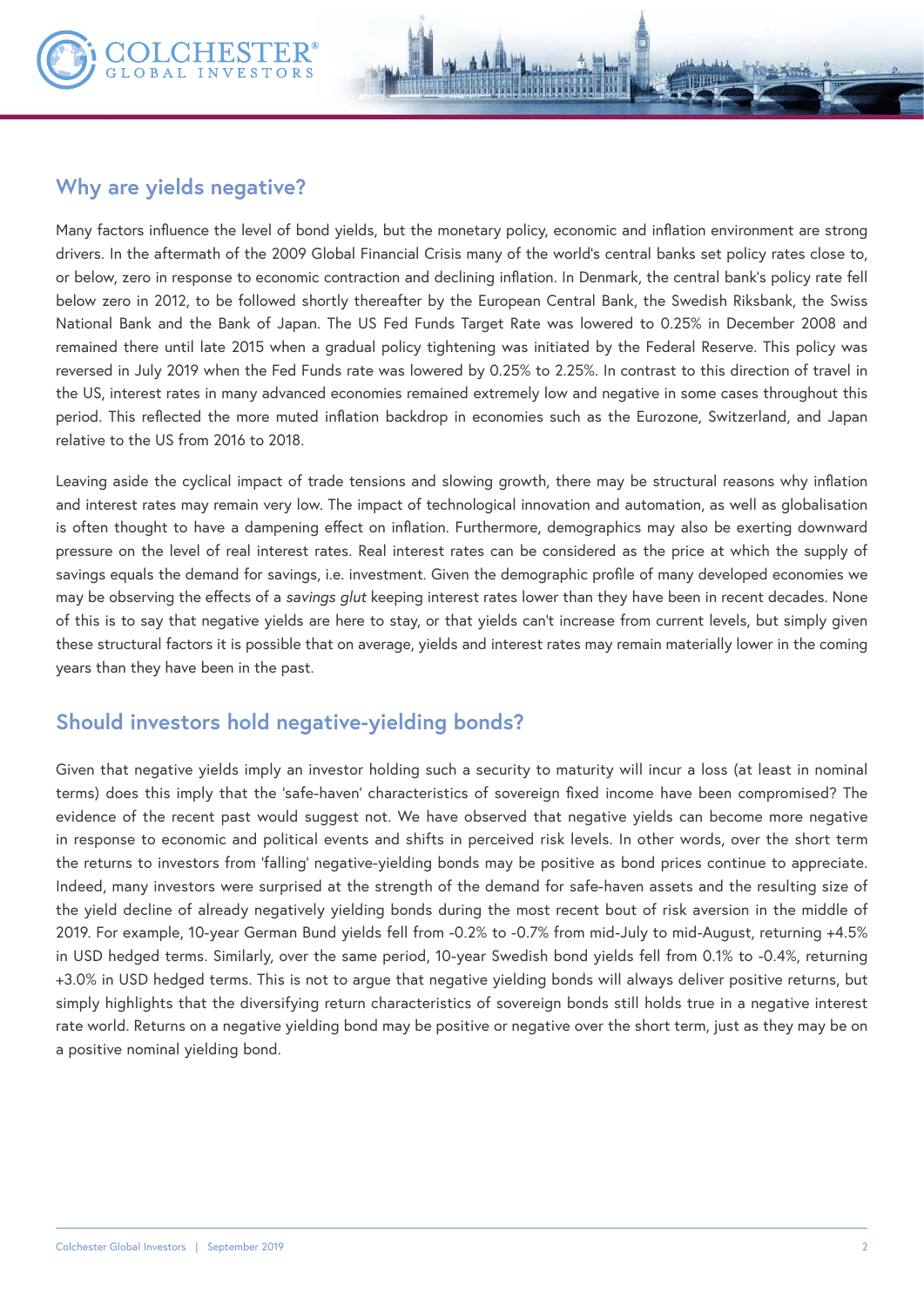## Why are yields negative?

Many factors influence the level of bond yields, but the monetary policy, economic and inflation environment are strong drivers. In the aftermath of the 2009 Global Financial Crisis many of the world's central banks set policy rates close to, or below, zero in response to economic contraction and declining inflation. In Denmark, the central bank's policy rate fell below zero in 2012, to be followed shortly thereafter by the European Central Bank, the Swedish Riksbank, the Swiss National Bank and the Bank of Japan. The US Fed Funds Target Rate was lowered to 0.25% in December 2008 and remained there until late 2015 when a gradual policy tightening was initiated by the Federal Reserve. This policy was reversed in July 2019 when the Fed Funds rate was lowered by 0.25% to 2.25%. In contrast to this direction of travel in the US, interest rates in many advanced economies remained extremely low and negative in some cases throughout this period. This reflected the more muted inflation backdrop in economies such as the Eurozone, Switzerland, and Japan relative to the US from 2016 to 2018.

Leaving aside the cyclical impact of trade tensions and slowing growth, there may be structural reasons why inflation and interest rates may remain very low. The impact of technological innovation and automation, as well as globalisation is often thought to have a dampening effect on inflation. Furthermore, demographics may also be exerting downward pressure on the level of real interest rates. Real interest rates can be considered as the price at which the supply of savings equals the demand for savings, i.e. investment. Given the demographic profile of many developed economies we may be observing the effects of a *savings glut* keeping interest rates lower than they have been in recent decades. None of this is to say that negative yields are here to stay, or that yields can't increase from current levels, but simply given these structural factors it is possible that on average, yields and interest rates may remain materially lower in the coming years than they have been in the past.

## Should investors hold negative-yielding bonds?

Given that negative yields imply an investor holding such a security to maturity will incur a loss (at least in nominal terms) does this imply that the 'safe-haven' characteristics of sovereign fixed income have been compromised? The evidence of the recent past would suggest not. We have observed that negative yields can become more negative in response to economic and political events and shifts in perceived risk levels. In other words, over the short term the returns to investors from 'falling' negative-yielding bonds may be positive as bond prices continue to appreciate. Indeed, many investors were surprised at the strength of the demand for safe-haven assets and the resulting size of the yield decline of already negatively yielding bonds during the most recent bout of risk aversion in the middle of 2019. For example, 10-year German Bund yields fell from -0.2% to -0.7% from mid-July to mid-August, returning +4.5% in USD hedged terms. Similarly, over the same period, 10-year Swedish bond yields fell from 0.1% to -0.4%, returning +3.0% in USD hedged terms. This is not to argue that negative yielding bonds will always deliver positive returns, but simply highlights that the diversifying return characteristics of sovereign bonds still holds true in a negative interest rate world. Returns on a negative yielding bond may be positive or negative over the short term, just as they may be on a positive nominal yielding bond.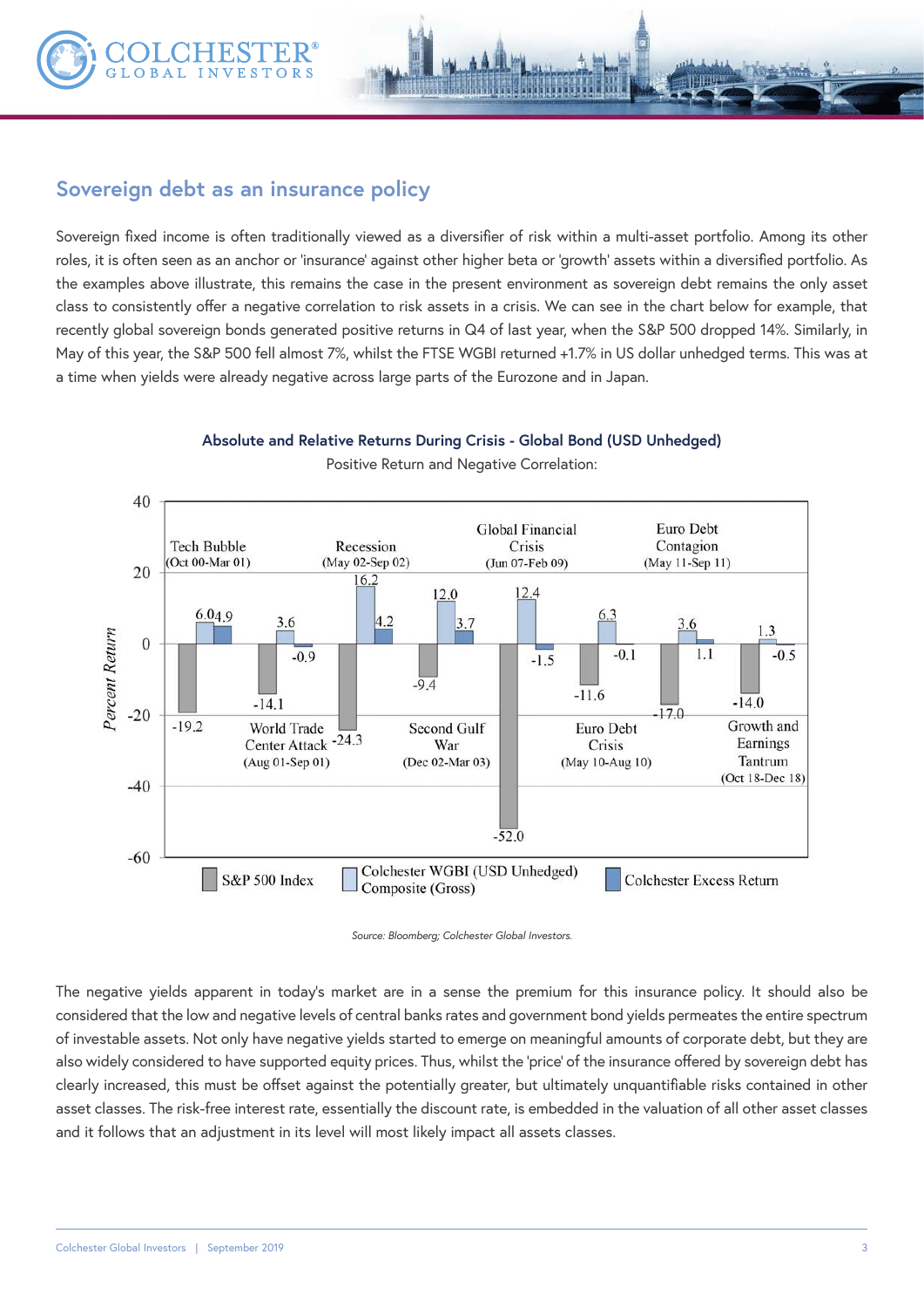## Sovereign debt as an insurance policy

Sovereign fixed income is often traditionally viewed as a diversifier of risk within a multi-asset portfolio. Among its other roles, it is often seen as an anchor or 'insurance' against other higher beta or 'growth' assets within a diversified portfolio. As the examples above illustrate, this remains the case in the present environment as sovereign debt remains the only asset class to consistently offer a negative correlation to risk assets in a crisis. We can see in the chart below for example, that recently global sovereign bonds generated positive returns in Q4 of last year, when the S&P 500 dropped 14%. Similarly, in May of this year, the S&P 500 fell almost 7%, whilst the FTSE WGBI returned +1.7% in US dollar unhedged terms. This was at a time when yields were already negative across large parts of the Eurozone and in Japan.

**Absolute and Relative Returns During Crisis - Global Bond (USD Unhedged)**

Positive Return and Negative Correlation:

| Crisis | S&P 500 Index | Colchester WGBI (USD Unhedged) Composite (Gross) | Colchester Excess Return |
|---|---|---|---|
| Tech Bubble (Oct 00-Mar 01) | -19.2 | 6.0 | 4.9 |
| World Trade Center Attack (Aug 01-Sep 01) | -14.1 | 3.6 | -0.9 |
| Recession (May 02-Sep 02) | -24.3 | 16.2 | 4.2 |
| Second Gulf War (Dec 02-Mar 03) | -9.4 | 12.0 | 3.7 |
| Global Financial Crisis (Jun 07-Feb 09) | -52.0 | 12.4 | -1.5 |
| Euro Debt Crisis (May 10-Aug 10) | -11.6 | 6.3 | -0.1 |
| Euro Debt Contagion (May 11-Sep 11) | -17.0 | 3.6 | 1.1 |
| Growth and Earnings Tantrum (Oct 18-Dec 18) | -14.0 | 1.3 | -0.5 |

*Source: Bloomberg; Colchester Global Investors.*

The negative yields apparent in today's market are in a sense the premium for this insurance policy. It should also be considered that the low and negative levels of central banks rates and government bond yields permeates the entire spectrum of investable assets. Not only have negative yields started to emerge on meaningful amounts of corporate debt, but they are also widely considered to have supported equity prices. Thus, whilst the 'price' of the insurance offered by sovereign debt has clearly increased, this must be offset against the potentially greater, but ultimately unquantifiable risks contained in other asset classes. The risk-free interest rate, essentially the discount rate, is embedded in the valuation of all other asset classes and it follows that an adjustment in its level will most likely impact all assets classes.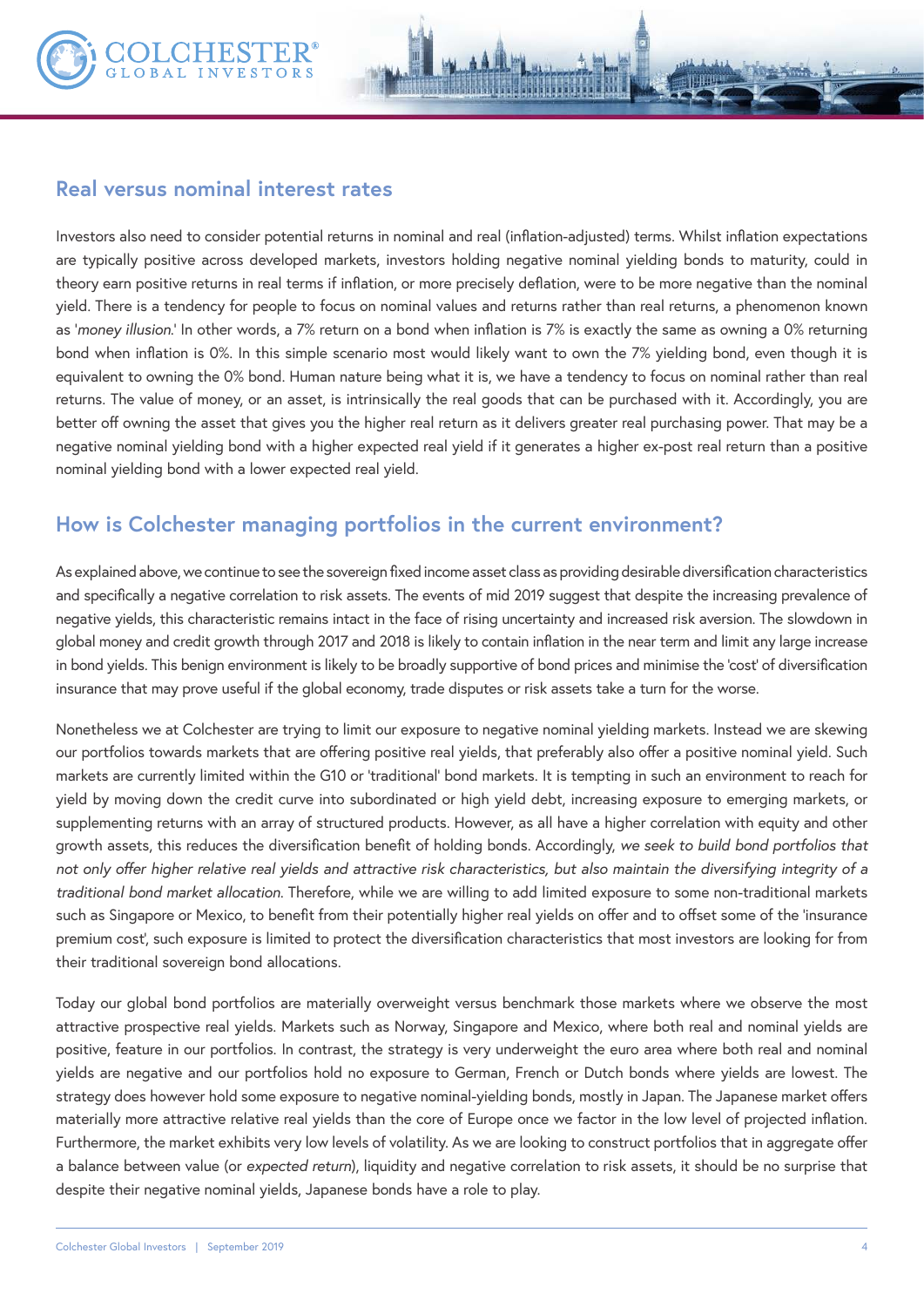## Real versus nominal interest rates

Investors also need to consider potential returns in nominal and real (inflation-adjusted) terms. Whilst inflation expectations are typically positive across developed markets, investors holding negative nominal yielding bonds to maturity, could in theory earn positive returns in real terms if inflation, or more precisely deflation, were to be more negative than the nominal yield. There is a tendency for people to focus on nominal values and returns rather than real returns, a phenomenon known as '*money illusion*.' In other words, a 7% return on a bond when inflation is 7% is exactly the same as owning a 0% returning bond when inflation is 0%. In this simple scenario most would likely want to own the 7% yielding bond, even though it is equivalent to owning the 0% bond. Human nature being what it is, we have a tendency to focus on nominal rather than real returns. The value of money, or an asset, is intrinsically the real goods that can be purchased with it. Accordingly, you are better off owning the asset that gives you the higher real return as it delivers greater real purchasing power. That may be a negative nominal yielding bond with a higher expected real yield if it generates a higher ex-post real return than a positive nominal yielding bond with a lower expected real yield.

## How is Colchester managing portfolios in the current environment?

As explained above, we continue to see the sovereign fixed income asset class as providing desirable diversification characteristics and specifically a negative correlation to risk assets. The events of mid 2019 suggest that despite the increasing prevalence of negative yields, this characteristic remains intact in the face of rising uncertainty and increased risk aversion. The slowdown in global money and credit growth through 2017 and 2018 is likely to contain inflation in the near term and limit any large increase in bond yields. This benign environment is likely to be broadly supportive of bond prices and minimise the 'cost' of diversification insurance that may prove useful if the global economy, trade disputes or risk assets take a turn for the worse.

Nonetheless we at Colchester are trying to limit our exposure to negative nominal yielding markets. Instead we are skewing our portfolios towards markets that are offering positive real yields, that preferably also offer a positive nominal yield. Such markets are currently limited within the G10 or 'traditional' bond markets. It is tempting in such an environment to reach for yield by moving down the credit curve into subordinated or high yield debt, increasing exposure to emerging markets, or supplementing returns with an array of structured products. However, as all have a higher correlation with equity and other growth assets, this reduces the diversification benefit of holding bonds. Accordingly, *we seek to build bond portfolios that not only offer higher relative real yields and attractive risk characteristics, but also maintain the diversifying integrity of a traditional bond market allocation.* Therefore, while we are willing to add limited exposure to some non-traditional markets such as Singapore or Mexico, to benefit from their potentially higher real yields on offer and to offset some of the 'insurance premium cost', such exposure is limited to protect the diversification characteristics that most investors are looking for from their traditional sovereign bond allocations.

Today our global bond portfolios are materially overweight versus benchmark those markets where we observe the most attractive prospective real yields. Markets such as Norway, Singapore and Mexico, where both real and nominal yields are positive, feature in our portfolios. In contrast, the strategy is very underweight the euro area where both real and nominal yields are negative and our portfolios hold no exposure to German, French or Dutch bonds where yields are lowest. The strategy does however hold some exposure to negative nominal-yielding bonds, mostly in Japan. The Japanese market offers materially more attractive relative real yields than the core of Europe once we factor in the low level of projected inflation. Furthermore, the market exhibits very low levels of volatility. As we are looking to construct portfolios that in aggregate offer a balance between value (or *expected return*), liquidity and negative correlation to risk assets, it should be no surprise that despite their negative nominal yields, Japanese bonds have a role to play.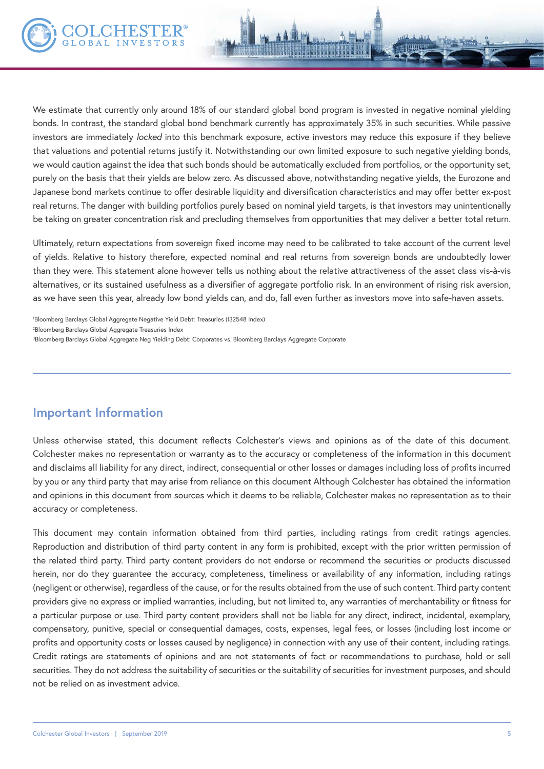We estimate that currently only around 18% of our standard global bond program is invested in negative nominal yielding bonds. In contrast, the standard global bond benchmark currently has approximately 35% in such securities. While passive investors are immediately *locked* into this benchmark exposure, active investors may reduce this exposure if they believe that valuations and potential returns justify it. Notwithstanding our own limited exposure to such negative yielding bonds, we would caution against the idea that such bonds should be automatically excluded from portfolios, or the opportunity set, purely on the basis that their yields are below zero. As discussed above, notwithstanding negative yields, the Eurozone and Japanese bond markets continue to offer desirable liquidity and diversification characteristics and may offer better ex-post real returns. The danger with building portfolios purely based on nominal yield targets, is that investors may unintentionally be taking on greater concentration risk and precluding themselves from opportunities that may deliver a better total return.

Ultimately, return expectations from sovereign fixed income may need to be calibrated to take account of the current level of yields. Relative to history therefore, expected nominal and real returns from sovereign bonds are undoubtedly lower than they were. This statement alone however tells us nothing about the relative attractiveness of the asset class vis-à-vis alternatives, or its sustained usefulness as a diversifier of aggregate portfolio risk. In an environment of rising risk aversion, as we have seen this year, already low bond yields can, and do, fall even further as investors move into safe-haven assets.

[1]Bloomberg Barclays Global Aggregate Negative Yield Debt: Treasuries (I32548 Index)
[2]Bloomberg Barclays Global Aggregate Treasuries Index
[3]Bloomberg Barclays Global Aggregate Neg Yielding Debt: Corporates vs. Bloomberg Barclays Aggregate Corporate

---

## Important Information

Unless otherwise stated, this document reflects Colchester's views and opinions as of the date of this document. Colchester makes no representation or warranty as to the accuracy or completeness of the information in this document and disclaims all liability for any direct, indirect, consequential or other losses or damages including loss of profits incurred by you or any third party that may arise from reliance on this document Although Colchester has obtained the information and opinions in this document from sources which it deems to be reliable, Colchester makes no representation as to their accuracy or completeness.

This document may contain information obtained from third parties, including ratings from credit ratings agencies. Reproduction and distribution of third party content in any form is prohibited, except with the prior written permission of the related third party. Third party content providers do not endorse or recommend the securities or products discussed herein, nor do they guarantee the accuracy, completeness, timeliness or availability of any information, including ratings (negligent or otherwise), regardless of the cause, or for the results obtained from the use of such content. Third party content providers give no express or implied warranties, including, but not limited to, any warranties of merchantability or fitness for a particular purpose or use. Third party content providers shall not be liable for any direct, indirect, incidental, exemplary, compensatory, punitive, special or consequential damages, costs, expenses, legal fees, or losses (including lost income or profits and opportunity costs or losses caused by negligence) in connection with any use of their content, including ratings. Credit ratings are statements of opinions and are not statements of fact or recommendations to purchase, hold or sell securities. They do not address the suitability of securities or the suitability of securities for investment purposes, and should not be relied on as investment advice.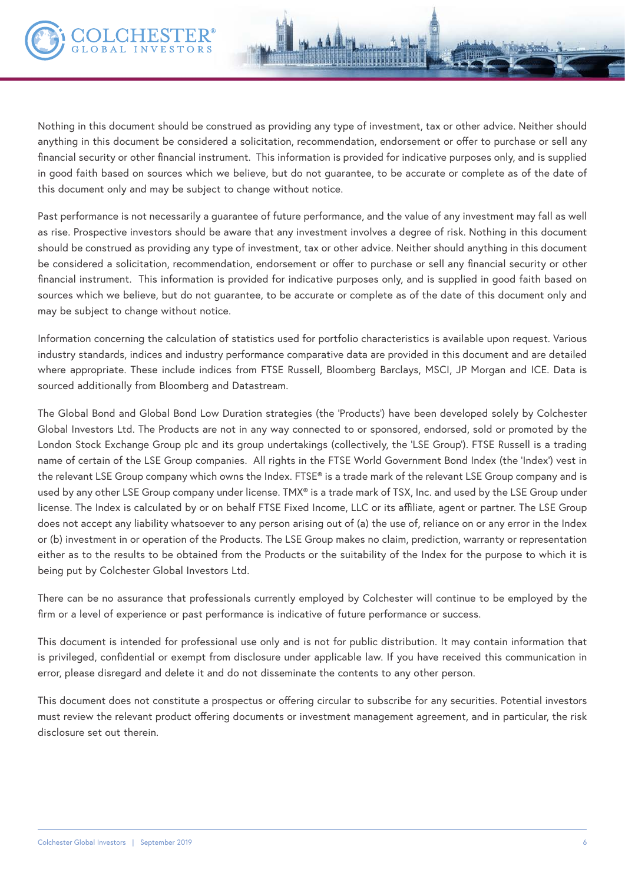Nothing in this document should be construed as providing any type of investment, tax or other advice. Neither should anything in this document be considered a solicitation, recommendation, endorsement or offer to purchase or sell any financial security or other financial instrument. This information is provided for indicative purposes only, and is supplied in good faith based on sources which we believe, but do not guarantee, to be accurate or complete as of the date of this document only and may be subject to change without notice.

Past performance is not necessarily a guarantee of future performance, and the value of any investment may fall as well as rise. Prospective investors should be aware that any investment involves a degree of risk. Nothing in this document should be construed as providing any type of investment, tax or other advice. Neither should anything in this document be considered a solicitation, recommendation, endorsement or offer to purchase or sell any financial security or other financial instrument. This information is provided for indicative purposes only, and is supplied in good faith based on sources which we believe, but do not guarantee, to be accurate or complete as of the date of this document only and may be subject to change without notice.

Information concerning the calculation of statistics used for portfolio characteristics is available upon request. Various industry standards, indices and industry performance comparative data are provided in this document and are detailed where appropriate. These include indices from FTSE Russell, Bloomberg Barclays, MSCI, JP Morgan and ICE. Data is sourced additionally from Bloomberg and Datastream.

The Global Bond and Global Bond Low Duration strategies (the 'Products') have been developed solely by Colchester Global Investors Ltd. The Products are not in any way connected to or sponsored, endorsed, sold or promoted by the London Stock Exchange Group plc and its group undertakings (collectively, the 'LSE Group'). FTSE Russell is a trading name of certain of the LSE Group companies. All rights in the FTSE World Government Bond Index (the 'Index') vest in the relevant LSE Group company which owns the Index. FTSE® is a trade mark of the relevant LSE Group company and is used by any other LSE Group company under license. TMX® is a trade mark of TSX, Inc. and used by the LSE Group under license. The Index is calculated by or on behalf FTSE Fixed Income, LLC or its affiliate, agent or partner. The LSE Group does not accept any liability whatsoever to any person arising out of (a) the use of, reliance on or any error in the Index or (b) investment in or operation of the Products. The LSE Group makes no claim, prediction, warranty or representation either as to the results to be obtained from the Products or the suitability of the Index for the purpose to which it is being put by Colchester Global Investors Ltd.

There can be no assurance that professionals currently employed by Colchester will continue to be employed by the firm or a level of experience or past performance is indicative of future performance or success.

This document is intended for professional use only and is not for public distribution. It may contain information that is privileged, confidential or exempt from disclosure under applicable law. If you have received this communication in error, please disregard and delete it and do not disseminate the contents to any other person.

This document does not constitute a prospectus or offering circular to subscribe for any securities. Potential investors must review the relevant product offering documents or investment management agreement, and in particular, the risk disclosure set out therein.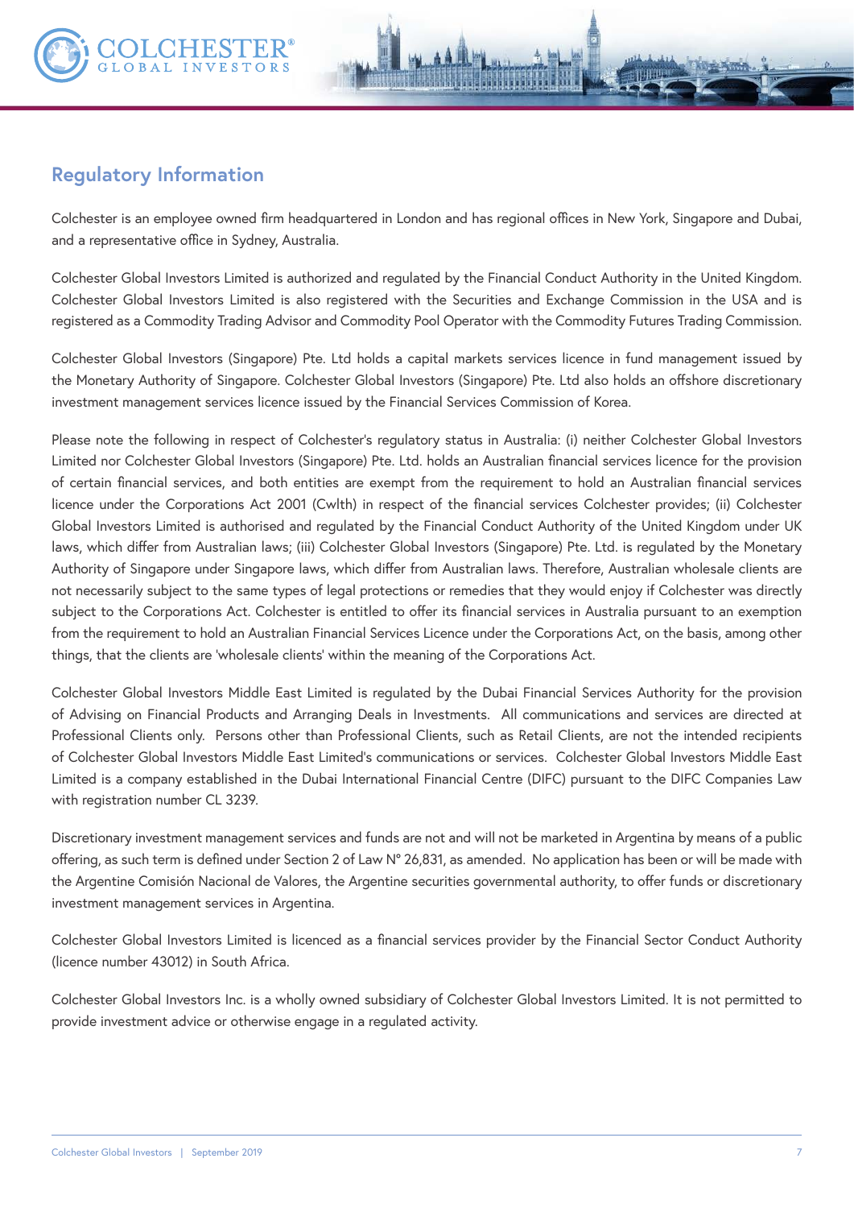## Regulatory Information

Colchester is an employee owned firm headquartered in London and has regional offices in New York, Singapore and Dubai, and a representative office in Sydney, Australia.

Colchester Global Investors Limited is authorized and regulated by the Financial Conduct Authority in the United Kingdom. Colchester Global Investors Limited is also registered with the Securities and Exchange Commission in the USA and is registered as a Commodity Trading Advisor and Commodity Pool Operator with the Commodity Futures Trading Commission.

Colchester Global Investors (Singapore) Pte. Ltd holds a capital markets services licence in fund management issued by the Monetary Authority of Singapore. Colchester Global Investors (Singapore) Pte. Ltd also holds an offshore discretionary investment management services licence issued by the Financial Services Commission of Korea.

Please note the following in respect of Colchester's regulatory status in Australia: (i) neither Colchester Global Investors Limited nor Colchester Global Investors (Singapore) Pte. Ltd. holds an Australian financial services licence for the provision of certain financial services, and both entities are exempt from the requirement to hold an Australian financial services licence under the Corporations Act 2001 (Cwlth) in respect of the financial services Colchester provides; (ii) Colchester Global Investors Limited is authorised and regulated by the Financial Conduct Authority of the United Kingdom under UK laws, which differ from Australian laws; (iii) Colchester Global Investors (Singapore) Pte. Ltd. is regulated by the Monetary Authority of Singapore under Singapore laws, which differ from Australian laws. Therefore, Australian wholesale clients are not necessarily subject to the same types of legal protections or remedies that they would enjoy if Colchester was directly subject to the Corporations Act. Colchester is entitled to offer its financial services in Australia pursuant to an exemption from the requirement to hold an Australian Financial Services Licence under the Corporations Act, on the basis, among other things, that the clients are 'wholesale clients' within the meaning of the Corporations Act.

Colchester Global Investors Middle East Limited is regulated by the Dubai Financial Services Authority for the provision of Advising on Financial Products and Arranging Deals in Investments. All communications and services are directed at Professional Clients only. Persons other than Professional Clients, such as Retail Clients, are not the intended recipients of Colchester Global Investors Middle East Limited's communications or services. Colchester Global Investors Middle East Limited is a company established in the Dubai International Financial Centre (DIFC) pursuant to the DIFC Companies Law with registration number CL 3239.

Discretionary investment management services and funds are not and will not be marketed in Argentina by means of a public offering, as such term is defined under Section 2 of Law N° 26,831, as amended. No application has been or will be made with the Argentine Comisión Nacional de Valores, the Argentine securities governmental authority, to offer funds or discretionary investment management services in Argentina.

Colchester Global Investors Limited is licenced as a financial services provider by the Financial Sector Conduct Authority (licence number 43012) in South Africa.

Colchester Global Investors Inc. is a wholly owned subsidiary of Colchester Global Investors Limited. It is not permitted to provide investment advice or otherwise engage in a regulated activity.